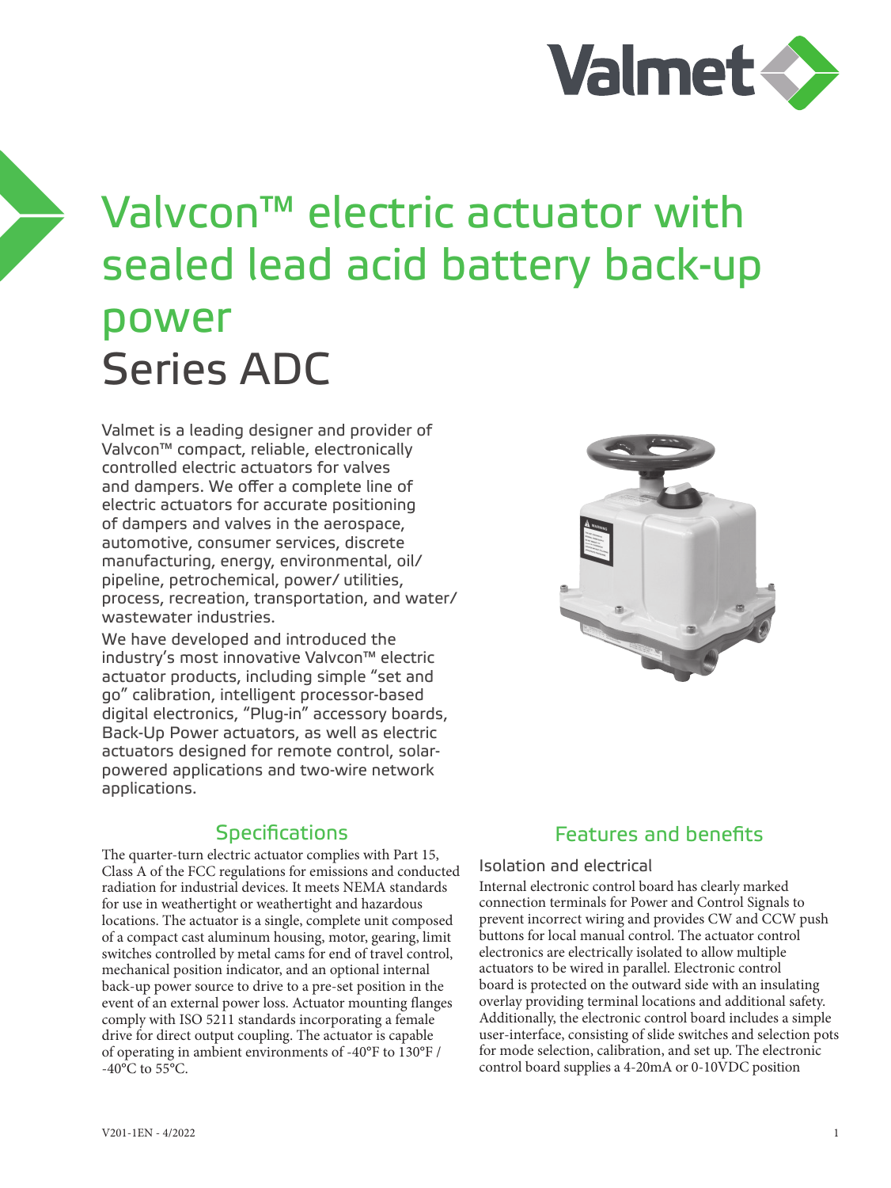# Valvcon™ electric actuator with sealed lead acid battery back-up power

# Series ADC

Valmet is a leading designer and provider of Valvcon™ compact, reliable, electronically controlled electric actuators for valves and dampers. We offer a complete line of electric actuators for accurate positioning of dampers and valves in the aerospace, automotive, consumer services, discrete manufacturing, energy, environmental, oil/ pipeline, petrochemical, power/ utilities, process, recreation, transportation, and water/ wastewater industries.

We have developed and introduced the industry's most innovative Valvcon™ electric actuator products, including simple "set and go" calibration, intelligent processor-based digital electronics, "Plug-in" accessory boards, Back-Up Power actuators, as well as electric actuators designed for remote control, solar-powered applications and two-wire network applications.

## Specifications

The quarter-turn electric actuator complies with Part 15, Class A of the FCC regulations for emissions and conducted radiation for industrial devices. It meets NEMA standards for use in weathertight or weathertight and hazardous locations. The actuator is a single, complete unit composed of a compact cast aluminum housing, motor, gearing, limit switches controlled by metal cams for end of travel control, mechanical position indicator, and an optional internal back-up power source to drive to a pre-set position in the event of an external power loss. Actuator mounting flanges comply with ISO 5211 standards incorporating a female drive for direct output coupling. The actuator is capable of operating in ambient environments of -40°F to 130°F / -40°C to 55°C.

## Features and benefits

### Isolation and electrical

Internal electronic control board has clearly marked connection terminals for Power and Control Signals to prevent incorrect wiring and provides CW and CCW push buttons for local manual control. The actuator control electronics are electrically isolated to allow multiple actuators to be wired in parallel. Electronic control board is protected on the outward side with an insulating overlay providing terminal locations and additional safety. Additionally, the electronic control board includes a simple user-interface, consisting of slide switches and selection pots for mode selection, calibration, and set up. The electronic control board supplies a 4-20mA or 0-10VDC position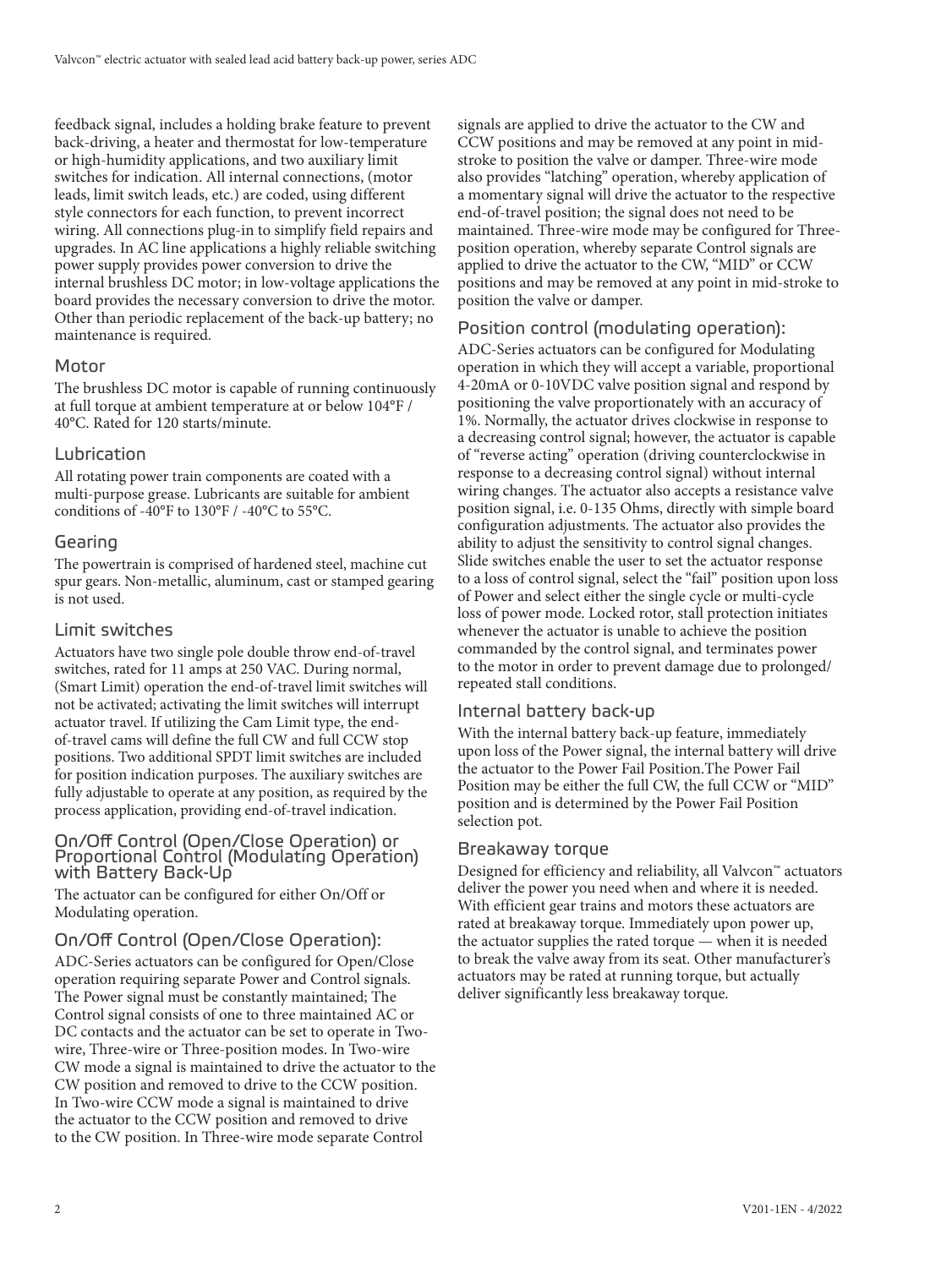feedback signal, includes a holding brake feature to prevent back-driving, a heater and thermostat for low-temperature or high-humidity applications, and two auxiliary limit switches for indication. All internal connections, (motor leads, limit switch leads, etc.) are coded, using different style connectors for each function, to prevent incorrect wiring. All connections plug-in to simplify field repairs and upgrades. In AC line applications a highly reliable switching power supply provides power conversion to drive the internal brushless DC motor; in low-voltage applications the board provides the necessary conversion to drive the motor. Other than periodic replacement of the back-up battery; no maintenance is required.

## Motor

The brushless DC motor is capable of running continuously at full torque at ambient temperature at or below 104°F / 40°C. Rated for 120 starts/minute.

## Lubrication

All rotating power train components are coated with a multi-purpose grease. Lubricants are suitable for ambient conditions of -40°F to 130°F / -40°C to 55°C.

## Gearing

The powertrain is comprised of hardened steel, machine cut spur gears. Non-metallic, aluminum, cast or stamped gearing is not used.

## Limit switches

Actuators have two single pole double throw end-of-travel switches, rated for 11 amps at 250 VAC. During normal, (Smart Limit) operation the end-of-travel limit switches will not be activated; activating the limit switches will interrupt actuator travel. If utilizing the Cam Limit type, the end-of-travel cams will define the full CW and full CCW stop positions. Two additional SPDT limit switches are included for position indication purposes. The auxiliary switches are fully adjustable to operate at any position, as required by the process application, providing end-of-travel indication.

## On/Off Control (Open/Close Operation) or Proportional Control (Modulating Operation) with Battery Back-Up

The actuator can be configured for either On/Off or Modulating operation.

## On/Off Control (Open/Close Operation):

ADC-Series actuators can be configured for Open/Close operation requiring separate Power and Control signals. The Power signal must be constantly maintained; The Control signal consists of one to three maintained AC or DC contacts and the actuator can be set to operate in Two-wire, Three-wire or Three-position modes. In Two-wire CW mode a signal is maintained to drive the actuator to the CW position and removed to drive to the CCW position. In Two-wire CCW mode a signal is maintained to drive the actuator to the CCW position and removed to drive to the CW position. In Three-wire mode separate Control signals are applied to drive the actuator to the CW and CCW positions and may be removed at any point in mid-stroke to position the valve or damper. Three-wire mode also provides "latching" operation, whereby application of a momentary signal will drive the actuator to the respective end-of-travel position; the signal does not need to be maintained. Three-wire mode may be configured for Three-position operation, whereby separate Control signals are applied to drive the actuator to the CW, "MID" or CCW positions and may be removed at any point in mid-stroke to position the valve or damper.

## Position control (modulating operation):

ADC-Series actuators can be configured for Modulating operation in which they will accept a variable, proportional 4-20mA or 0-10VDC valve position signal and respond by positioning the valve proportionately with an accuracy of 1%. Normally, the actuator drives clockwise in response to a decreasing control signal; however, the actuator is capable of "reverse acting" operation (driving counterclockwise in response to a decreasing control signal) without internal wiring changes. The actuator also accepts a resistance valve position signal, i.e. 0-135 Ohms, directly with simple board configuration adjustments. The actuator also provides the ability to adjust the sensitivity to control signal changes. Slide switches enable the user to set the actuator response to a loss of control signal, select the "fail" position upon loss of Power and select either the single cycle or multi-cycle loss of power mode. Locked rotor, stall protection initiates whenever the actuator is unable to achieve the position commanded by the control signal, and terminates power to the motor in order to prevent damage due to prolonged/repeated stall conditions.

## Internal battery back-up

With the internal battery back-up feature, immediately upon loss of the Power signal, the internal battery will drive the actuator to the Power Fail Position.The Power Fail Position may be either the full CW, the full CCW or "MID" position and is determined by the Power Fail Position selection pot.

## Breakaway torque

Designed for efficiency and reliability, all Valvcon™ actuators deliver the power you need when and where it is needed. With efficient gear trains and motors these actuators are rated at breakaway torque. Immediately upon power up, the actuator supplies the rated torque — when it is needed to break the valve away from its seat. Other manufacturer's actuators may be rated at running torque, but actually deliver significantly less breakaway torque.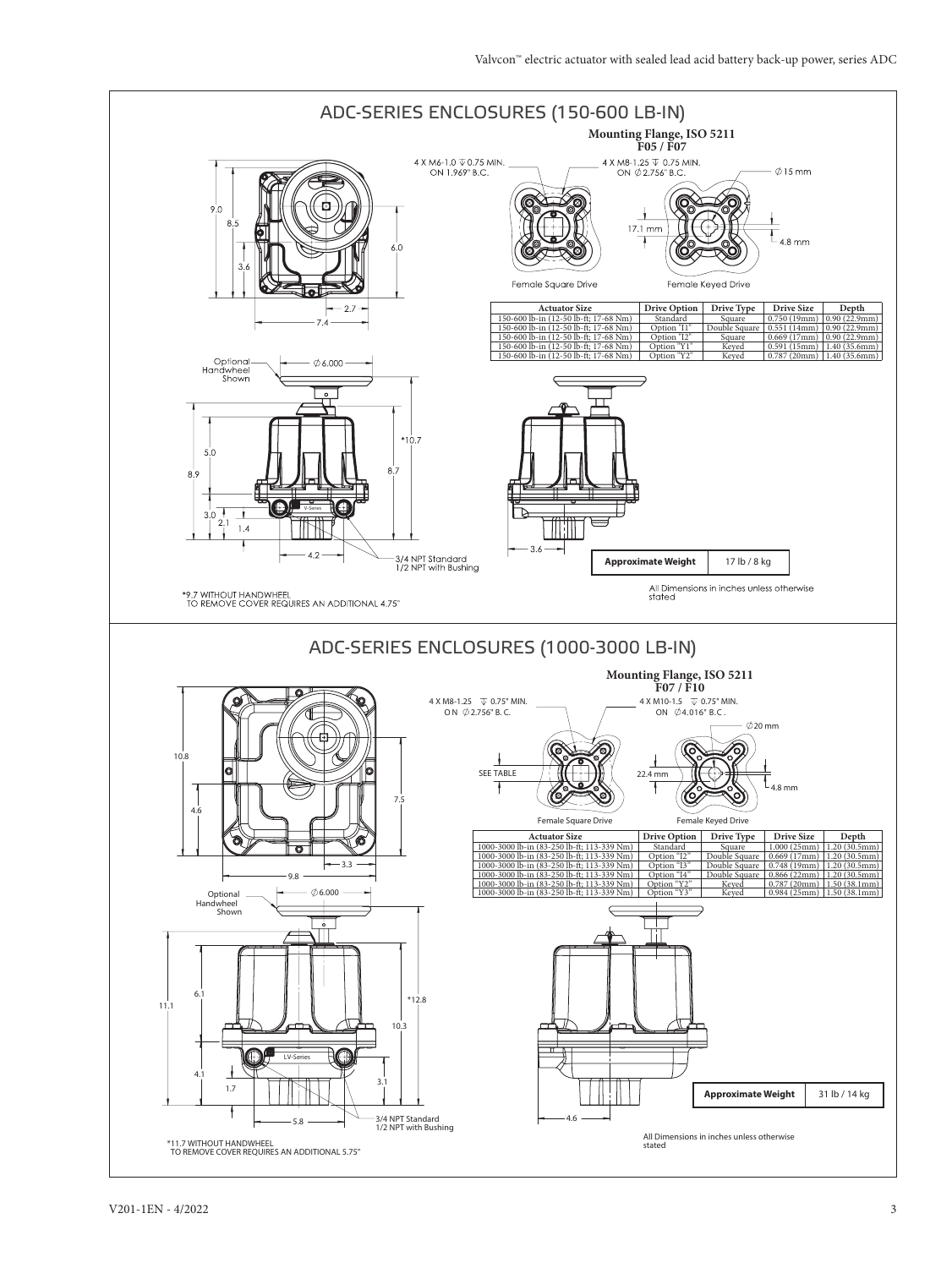## ADC-SERIES ENCLOSURES (150-600 LB-IN)

**Mounting Flange, ISO 5211**
**F05 / F07**

4 X M6-1.0 ⊽ 0.75 MIN. ON 1.969" B.C.

4 X M8-1.25 ⊽ 0.75 MIN. ON ∅2.756" B.C.

∅15 mm

17.1 mm

4.8 mm

Female Square Drive

Female Keyed Drive

| Actuator Size | Drive Option | Drive Type | Drive Size | Depth |
|---|---|---|---|---|
| 150-600 lb-in (12-50 lb-ft; 17-68 Nm) | Standard | Square | 0.750 (19mm) | 0.90 (22.9mm) |
| 150-600 lb-in (12-50 lb-ft; 17-68 Nm) | Option "I1" | Double Square | 0.551 (14mm) | 0.90 (22.9mm) |
| 150-600 lb-in (12-50 lb-ft; 17-68 Nm) | Option "I2" | Square | 0.669 (17mm) | 0.90 (22.9mm) |
| 150-600 lb-in (12-50 lb-ft; 17-68 Nm) | Option "Y1" | Keyed | 0.591 (15mm) | 1.40 (35.6mm) |
| 150-600 lb-in (12-50 lb-ft; 17-68 Nm) | Option "Y2" | Keyed | 0.787 (20mm) | 1.40 (35.6mm) |

Optional Handwheel Shown

∅6.000

3/4 NPT Standard
1/2 NPT with Bushing

| Approximate Weight | 17 lb / 8 kg |
|---|---|

All Dimensions in inches unless otherwise stated

*9.7 WITHOUT HANDWHEEL
TO REMOVE COVER REQUIRES AN ADDITIONAL 4.75"

## ADC-SERIES ENCLOSURES (1000-3000 LB-IN)

**Mounting Flange, ISO 5211**
**F07 / F10**

4 X M8-1.25 ⊽ 0.75" MIN. ON ∅2.756" B.C.

4 X M10-1.5 ⊽ 0.75" MIN. ON ∅4.016" B.C.

∅20 mm

SEE TABLE

22.4 mm

4.8 mm

Female Square Drive

Female Keyed Drive

| Actuator Size | Drive Option | Drive Type | Drive Size | Depth |
|---|---|---|---|---|
| 1000-3000 lb-in (83-250 lb-ft; 113-339 Nm) | Standard | Square | 1.000 (25mm) | 1.20 (30.5mm) |
| 1000-3000 lb-in (83-250 lb-ft; 113-339 Nm) | Option "I2" | Double Square | 0.669 (17mm) | 1.20 (30.5mm) |
| 1000-3000 lb-in (83-250 lb-ft; 113-339 Nm) | Option "I3" | Double Square | 0.748 (19mm) | 1.20 (30.5mm) |
| 1000-3000 lb-in (83-250 lb-ft; 113-339 Nm) | Option "I4" | Double Square | 0.866 (22mm) | 1.20 (30.5mm) |
| 1000-3000 lb-in (83-250 lb-ft; 113-339 Nm) | Option "Y2" | Keyed | 0.787 (20mm) | 1.50 (38.1mm) |
| 1000-3000 lb-in (83-250 lb-ft; 113-339 Nm) | Option "Y3" | Keyed | 0.984 (25mm) | 1.50 (38.1mm) |

Optional Handwheel Shown

∅6.000

3/4 NPT Standard
1/2 NPT with Bushing

| Approximate Weight | 31 lb / 14 kg |
|---|---|

All Dimensions in inches unless otherwise stated

*11.7 WITHOUT HANDWHEEL
TO REMOVE COVER REQUIRES AN ADDITIONAL 5.75"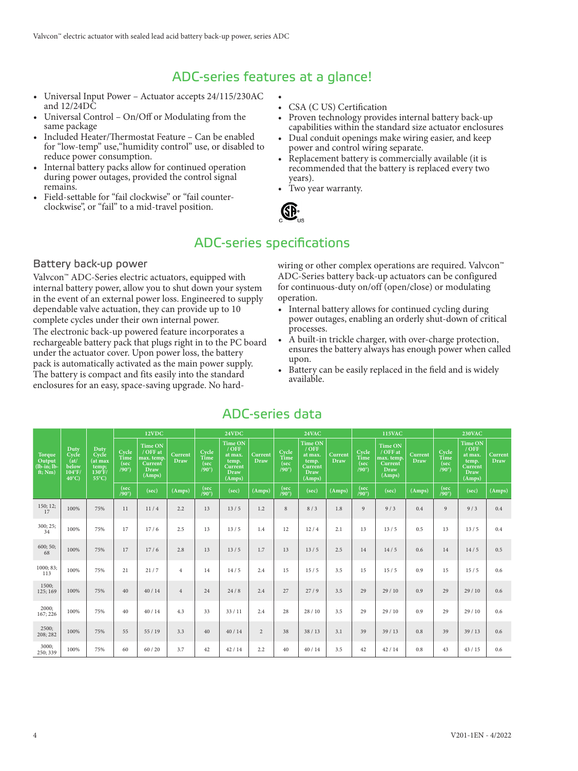## ADC-series features at a glance!

- Universal Input Power – Actuator accepts 24/115/230AC and 12/24DC
- Universal Control – On/Off or Modulating from the same package
- Included Heater/Thermostat Feature – Can be enabled for "low-temp" use,"humidity control" use, or disabled to reduce power consumption.
- Internal battery packs allow for continued operation during power outages, provided the control signal remains.
- Field-settable for "fail clockwise" or "fail counter-clockwise", or "fail" to a mid-travel position.
- CSA (C US) Certification
- Proven technology provides internal battery back-up capabilities within the standard size actuator enclosures
- Dual conduit openings make wiring easier, and keep power and control wiring separate.
- Replacement battery is commercially available (it is recommended that the battery is replaced every two years).
- Two year warranty.

## ADC-series specifications

### Battery back-up power

Valvcon™ ADC-Series electric actuators, equipped with internal battery power, allow you to shut down your system in the event of an external power loss. Engineered to supply dependable valve actuation, they can provide up to 10 complete cycles under their own internal power.

The electronic back-up powered feature incorporates a rechargeable battery pack that plugs right in to the PC board under the actuator cover. Upon power loss, the battery pack is automatically activated as the main power supply. The battery is compact and fits easily into the standard enclosures for an easy, space-saving upgrade. No hard-wiring or other complex operations are required. Valvcon™ ADC-Series battery back-up actuators can be configured for continuous-duty on/off (open/close) or modulating operation.

- Internal battery allows for continued cycling during power outages, enabling an orderly shut-down of critical processes.
- A built-in trickle charger, with over-charge protection, ensures the battery always has enough power when called upon.
- Battery can be easily replaced in the field and is widely available.

## ADC-series data

| Torque Output (lb-in; lb-ft; Nm) | Duty Cycle (at/below 104°F/ 40°C) | Duty Cycle (at max temp; 130°F/ 55°C) | 12VDC | | | 24VDC | | | 24VAC | | | 115VAC | | | 230VAC | | |
|---|---|---|---|---|---|---|---|---|---|---|---|---|---|---|---|---|---|
| | | | Cycle Time (sec /90°) | Time ON / OFF at max. temp. Current Draw (Amps) | Current Draw | Cycle Time (sec /90°) | Time ON / OFF at max. temp. Current Draw (Amps) | Current Draw | Cycle Time (sec /90°) | Time ON / OFF at max. temp. Current Draw (Amps) | Current Draw | Cycle Time (sec /90°) | Time ON / OFF at max. temp. Current Draw (Amps) | Current Draw | Cycle Time (sec /90°) | Time ON / OFF at max. temp. Current Draw (Amps) | Current Draw |
| | | | (sec /90°) | (sec) | (Amps) | (sec /90°) | (sec) | (Amps) | (sec /90°) | (sec) | (Amps) | (sec /90°) | (sec) | (Amps) | (sec /90°) | (sec) | (Amps) |
| 150; 12; 17 | 100% | 75% | 11 | 11 / 4 | 2.2 | 13 | 13 / 5 | 1.2 | 8 | 8 / 3 | 1.8 | 9 | 9 / 3 | 0.4 | 9 | 9 / 3 | 0.4 |
| 300; 25; 34 | 100% | 75% | 17 | 17 / 6 | 2.5 | 13 | 13 / 5 | 1.4 | 12 | 12 / 4 | 2.1 | 13 | 13 / 5 | 0.5 | 13 | 13 / 5 | 0.4 |
| 600; 50; 68 | 100% | 75% | 17 | 17 / 6 | 2.8 | 13 | 13 / 5 | 1.7 | 13 | 13 / 5 | 2.5 | 14 | 14 / 5 | 0.6 | 14 | 14 / 5 | 0.5 |
| 1000; 83; 113 | 100% | 75% | 21 | 21 / 7 | 4 | 14 | 14 / 5 | 2.4 | 15 | 15 / 5 | 3.5 | 15 | 15 / 5 | 0.9 | 15 | 15 / 5 | 0.6 |
| 1500; 125; 169 | 100% | 75% | 40 | 40 / 14 | 4 | 24 | 24 / 8 | 2.4 | 27 | 27 / 9 | 3.5 | 29 | 29 / 10 | 0.9 | 29 | 29 / 10 | 0.6 |
| 2000; 167; 226 | 100% | 75% | 40 | 40 / 14 | 4.3 | 33 | 33 / 11 | 2.4 | 28 | 28 / 10 | 3.5 | 29 | 29 / 10 | 0.9 | 29 | 29 / 10 | 0.6 |
| 2500; 208; 282 | 100% | 75% | 55 | 55 / 19 | 3.3 | 40 | 40 / 14 | 2 | 38 | 38 / 13 | 3.1 | 39 | 39 / 13 | 0.8 | 39 | 39 / 13 | 0.6 |
| 3000; 250; 339 | 100% | 75% | 60 | 60 / 20 | 3.7 | 42 | 42 / 14 | 2.2 | 40 | 40 / 14 | 3.5 | 42 | 42 / 14 | 0.8 | 43 | 43 / 15 | 0.6 |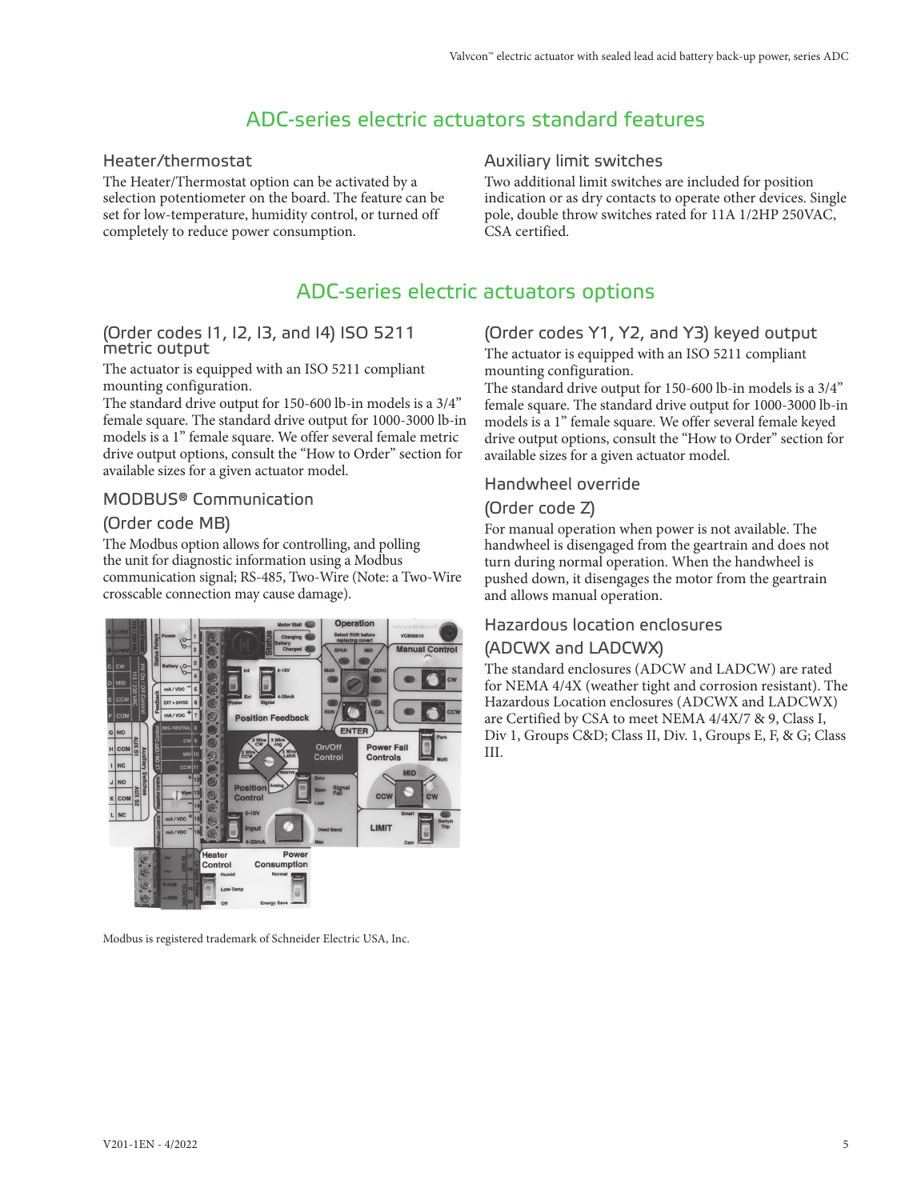## ADC-series electric actuators standard features

### Heater/thermostat

The Heater/Thermostat option can be activated by a selection potentiometer on the board. The feature can be set for low-temperature, humidity control, or turned off completely to reduce power consumption.

### Auxiliary limit switches

Two additional limit switches are included for position indication or as dry contacts to operate other devices. Single pole, double throw switches rated for 11A 1/2HP 250VAC, CSA certified.

## ADC-series electric actuators options

### (Order codes I1, I2, I3, and I4) ISO 5211 metric output

The actuator is equipped with an ISO 5211 compliant mounting configuration.

The standard drive output for 150-600 lb-in models is a 3/4" female square. The standard drive output for 1000-3000 lb-in models is a 1" female square. We offer several female metric drive output options, consult the "How to Order" section for available sizes for a given actuator model.

### MODBUS® Communication

### (Order code MB)

The Modbus option allows for controlling, and polling the unit for diagnostic information using a Modbus communication signal; RS-485, Two-Wire (Note: a Two-Wire crosscable connection may cause damage).

Modbus is registered trademark of Schneider Electric USA, Inc.

### (Order codes Y1, Y2, and Y3) keyed output

The actuator is equipped with an ISO 5211 compliant mounting configuration.

The standard drive output for 150-600 lb-in models is a 3/4" female square. The standard drive output for 1000-3000 lb-in models is a 1" female square. We offer several female keyed drive output options, consult the "How to Order" section for available sizes for a given actuator model.

### Handwheel override

### (Order code Z)

For manual operation when power is not available. The handwheel is disengaged from the geartrain and does not turn during normal operation. When the handwheel is pushed down, it disengages the motor from the geartrain and allows manual operation.

### Hazardous location enclosures

### (ADCWX and LADCWX)

The standard enclosures (ADCW and LADCW) are rated for NEMA 4/4X (weather tight and corrosion resistant). The Hazardous Location enclosures (ADCWX and LADCWX) are Certified by CSA to meet NEMA 4/4X/7 & 9, Class I, Div 1, Groups C&D; Class II, Div. 1, Groups E, F, & G; Class III.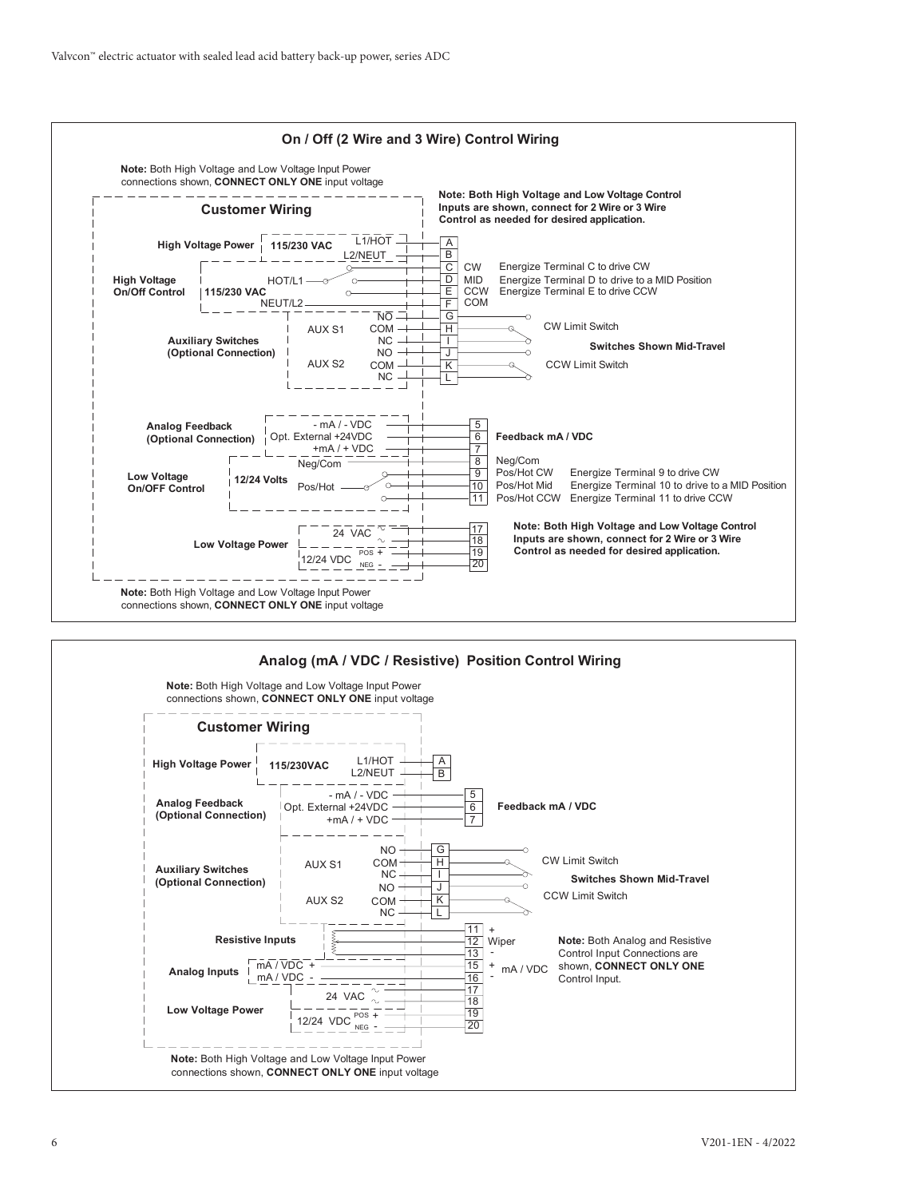## On / Off (2 Wire and 3 Wire) Control Wiring

**Note:** Both High Voltage and Low Voltage Input Power connections shown, **CONNECT ONLY ONE** input voltage

**Note: Both High Voltage and Low Voltage Control Inputs are shown, connect for 2 Wire or 3 Wire Control as needed for desired application.**

**Customer Wiring**

**High Voltage Power** — **115/230 VAC**
- L1/HOT — A
- L2/NEUT — B

**High Voltage On/Off Control** — **115/230 VAC**
- HOT/L1
- C — CW — Energize Terminal C to drive CW
- D — MID — Energize Terminal D to drive to a MID Position
- E — CCW — Energize Terminal E to drive CCW
- NEUT/L2 — F — COM

**Auxiliary Switches (Optional Connection)**
- AUX S1: NO — G; COM — H; NC — I (CW Limit Switch)
- AUX S2: NO — J; COM — K; NC — L (CCW Limit Switch)

**Switches Shown Mid-Travel**

**Analog Feedback (Optional Connection)** — **Feedback mA / VDC**
- - mA / - VDC — 5
- Opt. External +24VDC — 6
- +mA / + VDC — 7

**Low Voltage On/OFF Control** — **12/24 Volts**
- Neg/Com — 8 — Neg/Com
- Pos/Hot — 9 — Pos/Hot CW — Energize Terminal 9 to drive CW
- 10 — Pos/Hot Mid — Energize Terminal 10 to drive to a MID Position
- 11 — Pos/Hot CCW — Energize Terminal 11 to drive CCW

**Low Voltage Power**
- 24 VAC ~ — 17
- ~ — 18
- 12/24 VDC POS + — 19
- NEG - — 20

**Note: Both High Voltage and Low Voltage Control Inputs are shown, connect for 2 Wire or 3 Wire Control as needed for desired application.**

**Note:** Both High Voltage and Low Voltage Input Power connections shown, **CONNECT ONLY ONE** input voltage

## Analog (mA / VDC / Resistive) Position Control Wiring

**Note:** Both High Voltage and Low Voltage Input Power connections shown, **CONNECT ONLY ONE** input voltage

**Customer Wiring**

**High Voltage Power** — **115/230VAC**
- L1/HOT — A
- L2/NEUT — B

**Analog Feedback (Optional Connection)** — **Feedback mA / VDC**
- - mA / - VDC — 5
- Opt. External +24VDC — 6
- +mA / + VDC — 7

**Auxiliary Switches (Optional Connection)**
- AUX S1: NO — G; COM — H; NC — I (CW Limit Switch)
- AUX S2: NO — J; COM — K; NC — L (CCW Limit Switch)

**Switches Shown Mid-Travel**

**Resistive Inputs**
- 11 — +
- 12 — Wiper
- 13 — -

**Analog Inputs**
- mA / VDC + — 15 — + mA / VDC
- mA / VDC - — 16 — -

**Note:** Both Analog and Resistive Control Input Connections are shown, **CONNECT ONLY ONE** Control Input.

**Low Voltage Power**
- 24 VAC ~ — 17
- ~ — 18
- 12/24 VDC POS + — 19
- NEG - — 20

**Note:** Both High Voltage and Low Voltage Input Power connections shown, **CONNECT ONLY ONE** input voltage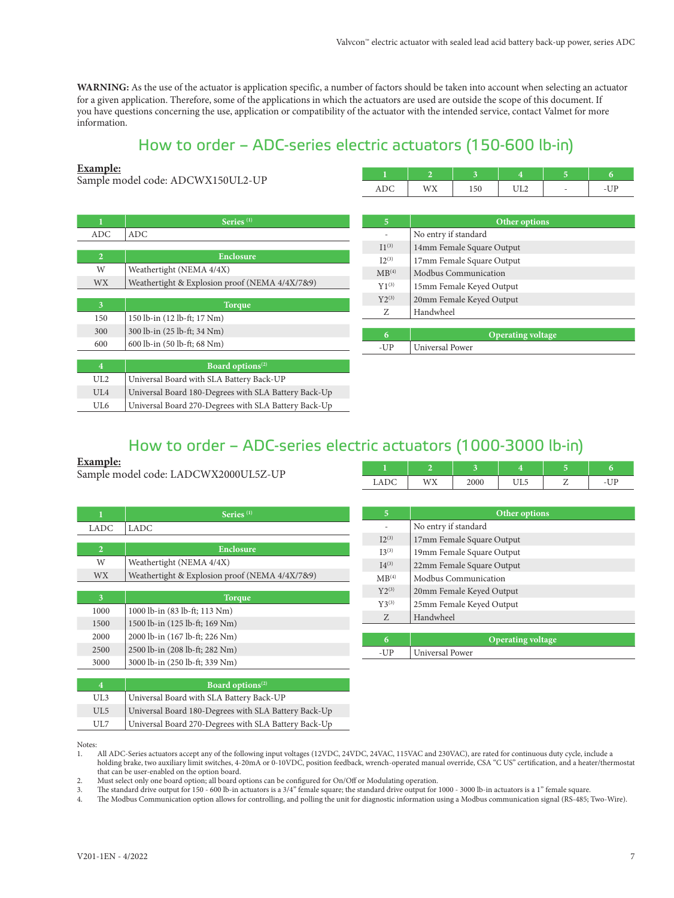**WARNING:** As the use of the actuator is application specific, a number of factors should be taken into account when selecting an actuator for a given application. Therefore, some of the applications in which the actuators are used are outside the scope of this document. If you have questions concerning the use, application or compatibility of the actuator with the intended service, contact Valmet for more information.

## How to order – ADC-series electric actuators (150-600 lb-in)

**Example:**
Sample model code: ADCWX150UL2-UP

| 1 | 2 | 3 | 4 | 5 | 6 |
|---|---|---|---|---|---|
| ADC | WX | 150 | UL2 | - | -UP |

| 1 | Series [1] |
|---|---|
| ADC | ADC |

| 2 | Enclosure |
|---|---|
| W | Weathertight (NEMA 4/4X) |
| WX | Weathertight & Explosion proof (NEMA 4/4X/7&9) |

| 3 | Torque |
|---|---|
| 150 | 150 lb-in (12 lb-ft; 17 Nm) |
| 300 | 300 lb-in (25 lb-ft; 34 Nm) |
| 600 | 600 lb-in (50 lb-ft; 68 Nm) |

| 4 | Board options[2] |
|---|---|
| UL2 | Universal Board with SLA Battery Back-UP |
| UL4 | Universal Board 180-Degrees with SLA Battery Back-Up |
| UL6 | Universal Board 270-Degrees with SLA Battery Back-Up |

| 5 | Other options |
|---|---|
| - | No entry if standard |
| I1[3] | 14mm Female Square Output |
| I2[3] | 17mm Female Square Output |
| MB[4] | Modbus Communication |
| Y1[3] | 15mm Female Keyed Output |
| Y2[3] | 20mm Female Keyed Output |
| Z | Handwheel |

| 6 | Operating voltage |
|---|---|
| -UP | Universal Power |

## How to order – ADC-series electric actuators (1000-3000 lb-in)

**Example:**
Sample model code: LADCWX2000UL5Z-UP

| 1 | 2 | 3 | 4 | 5 | 6 |
|---|---|---|---|---|---|
| LADC | WX | 2000 | UL5 | Z | -UP |

| 1 | Series [1] |
|---|---|
| LADC | LADC |

| 2 | Enclosure |
|---|---|
| W | Weathertight (NEMA 4/4X) |
| WX | Weathertight & Explosion proof (NEMA 4/4X/7&9) |

| 3 | Torque |
|---|---|
| 1000 | 1000 lb-in (83 lb-ft; 113 Nm) |
| 1500 | 1500 lb-in (125 lb-ft; 169 Nm) |
| 2000 | 2000 lb-in (167 lb-ft; 226 Nm) |
| 2500 | 2500 lb-in (208 lb-ft; 282 Nm) |
| 3000 | 3000 lb-in (250 lb-ft; 339 Nm) |

| 4 | Board options[2] |
|---|---|
| UL3 | Universal Board with SLA Battery Back-UP |
| UL5 | Universal Board 180-Degrees with SLA Battery Back-Up |
| UL7 | Universal Board 270-Degrees with SLA Battery Back-Up |

| 5 | Other options |
|---|---|
| - | No entry if standard |
| I2[3] | 17mm Female Square Output |
| I3[3] | 19mm Female Square Output |
| I4[3] | 22mm Female Square Output |
| MB[4] | Modbus Communication |
| Y2[3] | 20mm Female Keyed Output |
| Y3[3] | 25mm Female Keyed Output |
| Z | Handwheel |

| 6 | Operating voltage |
|---|---|
| -UP | Universal Power |

Notes:

1. All ADC-Series actuators accept any of the following input voltages (12VDC, 24VDC, 24VAC, 115VAC and 230VAC), are rated for continuous duty cycle, include a holding brake, two auxiliary limit switches, 4-20mA or 0-10VDC, position feedback, wrench-operated manual override, CSA "C US" certification, and a heater/thermostat that can be user-enabled on the option board.
2. Must select only one board option; all board options can be configured for On/Off or Modulating operation.
3. The standard drive output for 150 - 600 lb-in actuators is a 3/4" female square; the standard drive output for 1000 - 3000 lb-in actuators is a 1" female square.
4. The Modbus Communication option allows for controlling, and polling the unit for diagnostic information using a Modbus communication signal (RS-485; Two-Wire).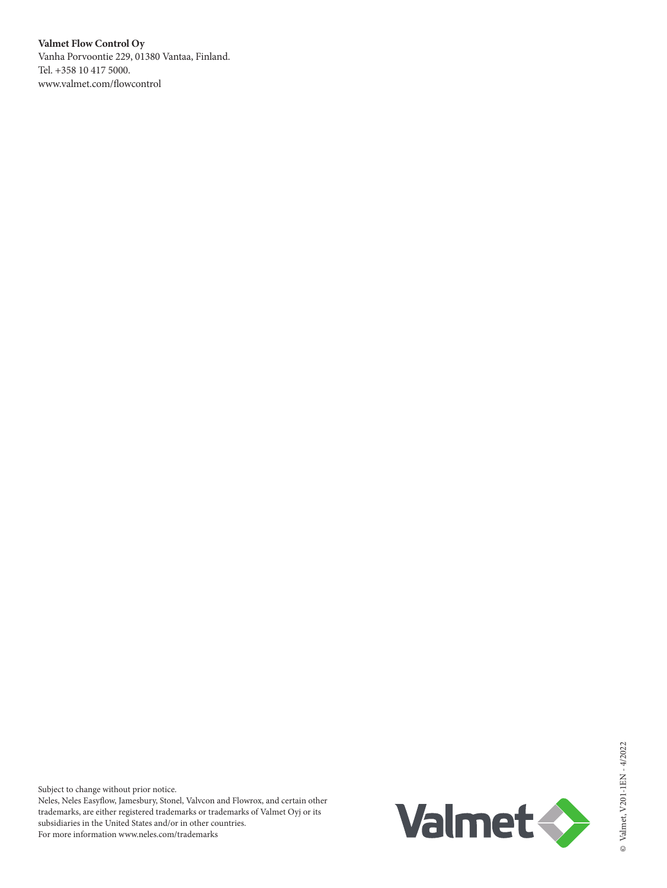**Valmet Flow Control Oy**
Vanha Porvoontie 229, 01380 Vantaa, Finland.
Tel. +358 10 417 5000.
www.valmet.com/flowcontrol

Subject to change without prior notice.
Neles, Neles Easyflow, Jamesbury, Stonel, Valvcon and Flowrox, and certain other trademarks, are either registered trademarks or trademarks of Valmet Oyj or its subsidiaries in the United States and/or in other countries.
For more information www.neles.com/trademarks

© Valmet, V201-1EN - 4/2022